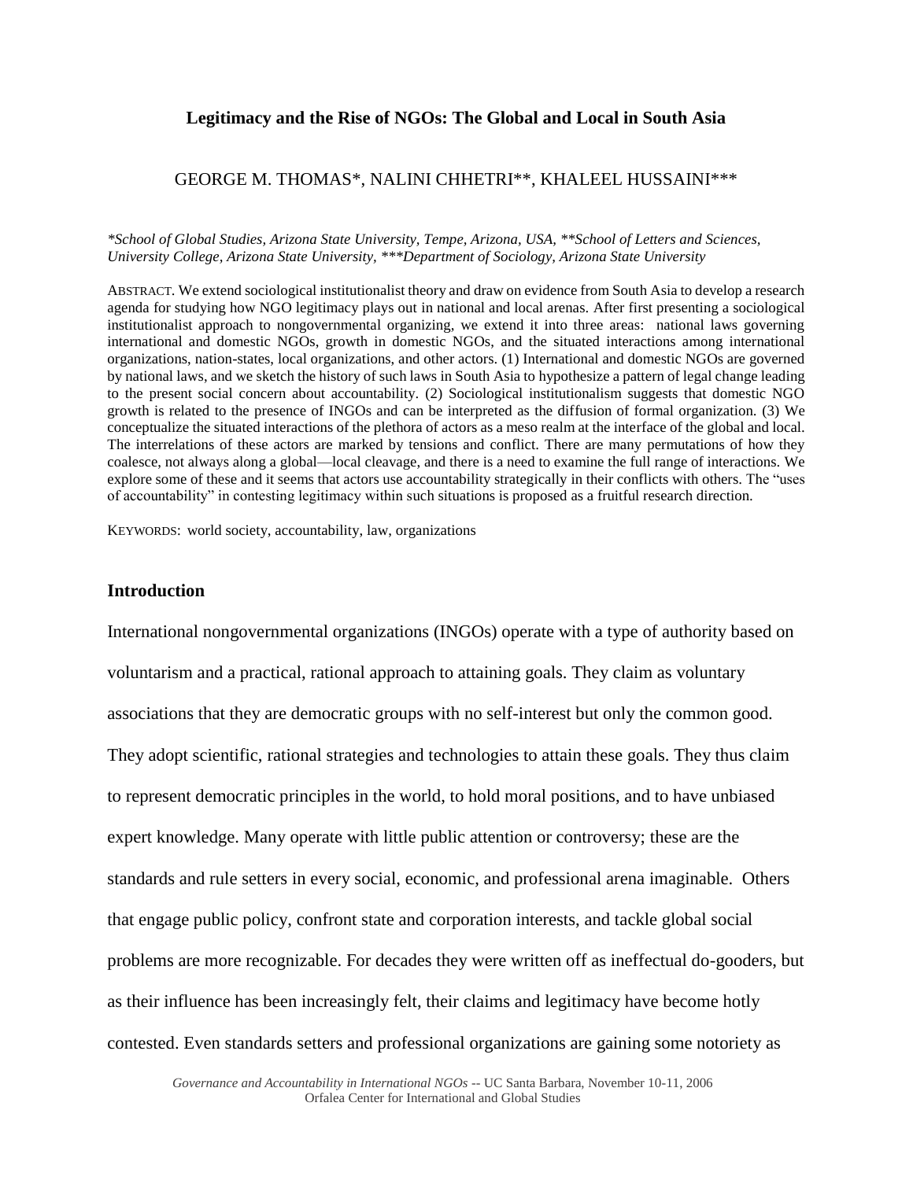# Legitimacy and the Rise of NGOs: The Global and Local in South Asia

GEORGE M. THOMAS*, NALINI CHHETRI**, KHALEEL HUSSAINI***

*\*School of Global Studies, Arizona State University, Tempe, Arizona, USA, \*\*School of Letters and Sciences, University College, Arizona State University, \*\*\*Department of Sociology, Arizona State University*

ABSTRACT. We extend sociological institutionalist theory and draw on evidence from South Asia to develop a research agenda for studying how NGO legitimacy plays out in national and local arenas. After first presenting a sociological institutionalist approach to nongovernmental organizing, we extend it into three areas: national laws governing international and domestic NGOs, growth in domestic NGOs, and the situated interactions among international organizations, nation-states, local organizations, and other actors. (1) International and domestic NGOs are governed by national laws, and we sketch the history of such laws in South Asia to hypothesize a pattern of legal change leading to the present social concern about accountability. (2) Sociological institutionalism suggests that domestic NGO growth is related to the presence of INGOs and can be interpreted as the diffusion of formal organization. (3) We conceptualize the situated interactions of the plethora of actors as a meso realm at the interface of the global and local. The interrelations of these actors are marked by tensions and conflict. There are many permutations of how they coalesce, not always along a global—local cleavage, and there is a need to examine the full range of interactions. We explore some of these and it seems that actors use accountability strategically in their conflicts with others. The "uses of accountability" in contesting legitimacy within such situations is proposed as a fruitful research direction.

KEYWORDS: world society, accountability, law, organizations

## Introduction

International nongovernmental organizations (INGOs) operate with a type of authority based on voluntarism and a practical, rational approach to attaining goals. They claim as voluntary associations that they are democratic groups with no self-interest but only the common good. They adopt scientific, rational strategies and technologies to attain these goals. They thus claim to represent democratic principles in the world, to hold moral positions, and to have unbiased expert knowledge. Many operate with little public attention or controversy; these are the standards and rule setters in every social, economic, and professional arena imaginable. Others that engage public policy, confront state and corporation interests, and tackle global social problems are more recognizable. For decades they were written off as ineffectual do-gooders, but as their influence has been increasingly felt, their claims and legitimacy have become hotly contested. Even standards setters and professional organizations are gaining some notoriety as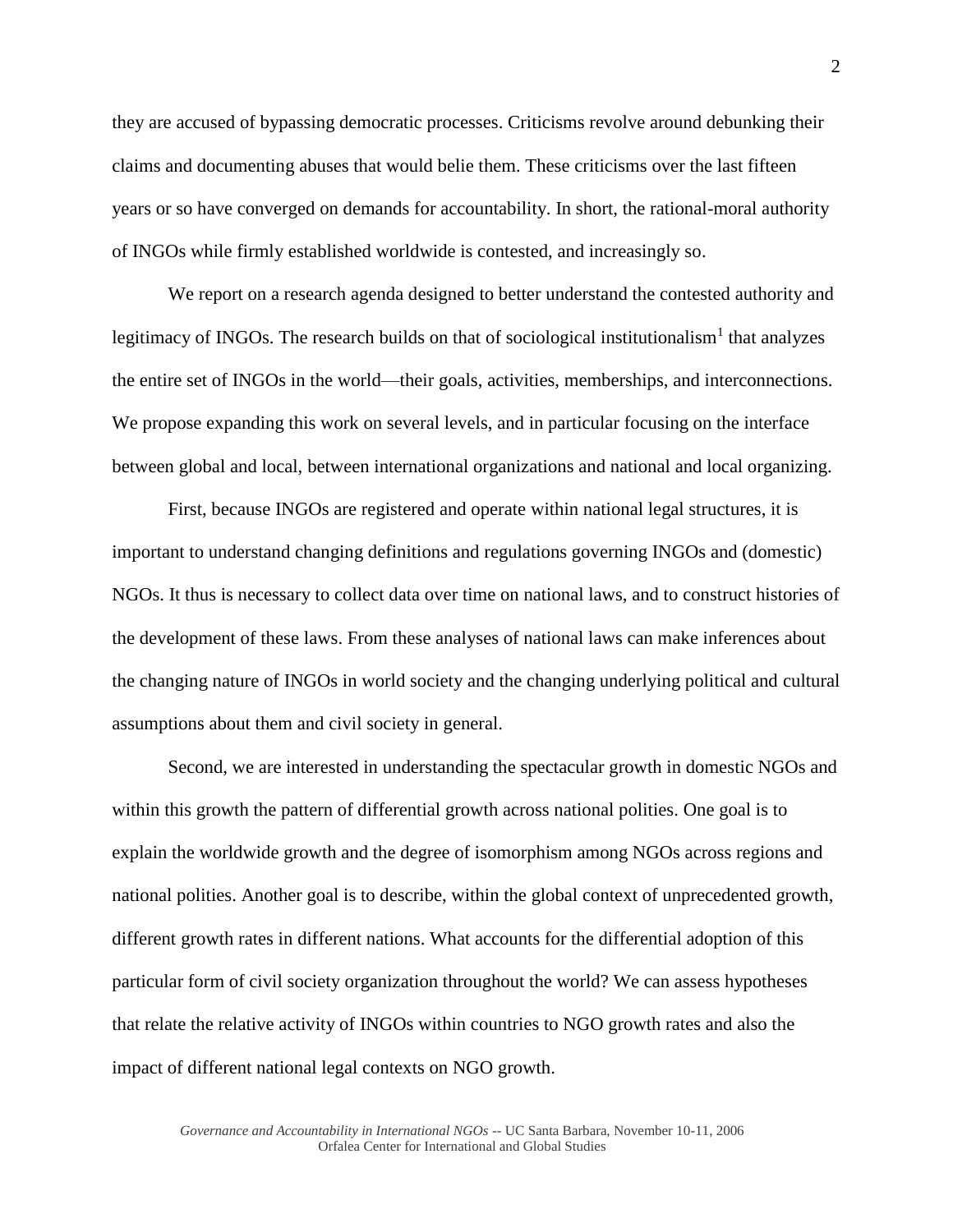they are accused of bypassing democratic processes. Criticisms revolve around debunking their claims and documenting abuses that would belie them. These criticisms over the last fifteen years or so have converged on demands for accountability. In short, the rational-moral authority of INGOs while firmly established worldwide is contested, and increasingly so.

We report on a research agenda designed to better understand the contested authority and legitimacy of INGOs. The research builds on that of sociological institutionalism[1] that analyzes the entire set of INGOs in the world—their goals, activities, memberships, and interconnections. We propose expanding this work on several levels, and in particular focusing on the interface between global and local, between international organizations and national and local organizing.

First, because INGOs are registered and operate within national legal structures, it is important to understand changing definitions and regulations governing INGOs and (domestic) NGOs. It thus is necessary to collect data over time on national laws, and to construct histories of the development of these laws. From these analyses of national laws can make inferences about the changing nature of INGOs in world society and the changing underlying political and cultural assumptions about them and civil society in general.

Second, we are interested in understanding the spectacular growth in domestic NGOs and within this growth the pattern of differential growth across national polities. One goal is to explain the worldwide growth and the degree of isomorphism among NGOs across regions and national polities. Another goal is to describe, within the global context of unprecedented growth, different growth rates in different nations. What accounts for the differential adoption of this particular form of civil society organization throughout the world? We can assess hypotheses that relate the relative activity of INGOs within countries to NGO growth rates and also the impact of different national legal contexts on NGO growth.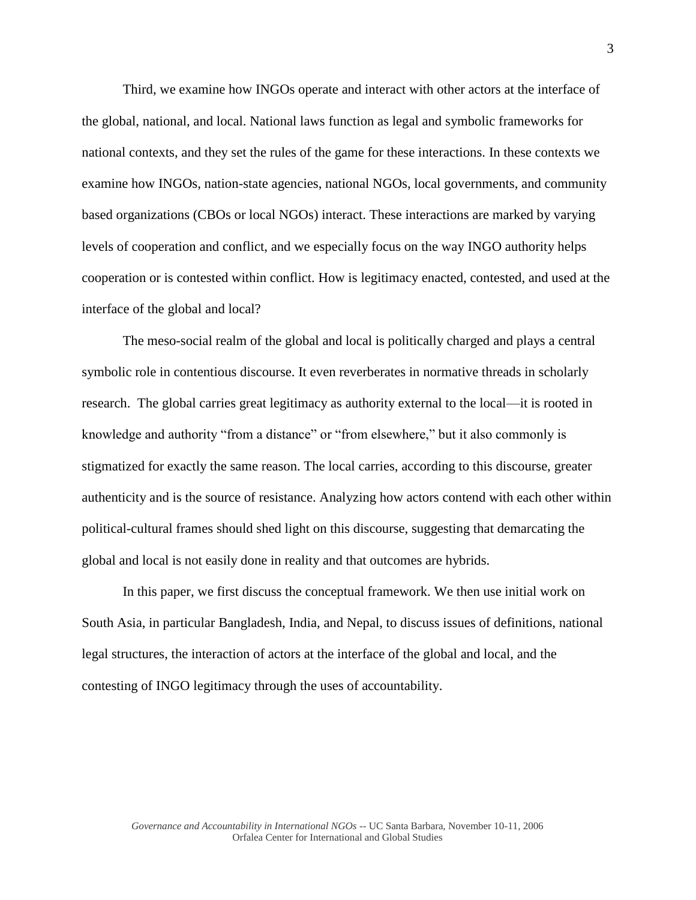Third, we examine how INGOs operate and interact with other actors at the interface of the global, national, and local. National laws function as legal and symbolic frameworks for national contexts, and they set the rules of the game for these interactions. In these contexts we examine how INGOs, nation-state agencies, national NGOs, local governments, and community based organizations (CBOs or local NGOs) interact. These interactions are marked by varying levels of cooperation and conflict, and we especially focus on the way INGO authority helps cooperation or is contested within conflict. How is legitimacy enacted, contested, and used at the interface of the global and local?

The meso-social realm of the global and local is politically charged and plays a central symbolic role in contentious discourse. It even reverberates in normative threads in scholarly research. The global carries great legitimacy as authority external to the local—it is rooted in knowledge and authority "from a distance" or "from elsewhere," but it also commonly is stigmatized for exactly the same reason. The local carries, according to this discourse, greater authenticity and is the source of resistance. Analyzing how actors contend with each other within political-cultural frames should shed light on this discourse, suggesting that demarcating the global and local is not easily done in reality and that outcomes are hybrids.

In this paper, we first discuss the conceptual framework. We then use initial work on South Asia, in particular Bangladesh, India, and Nepal, to discuss issues of definitions, national legal structures, the interaction of actors at the interface of the global and local, and the contesting of INGO legitimacy through the uses of accountability.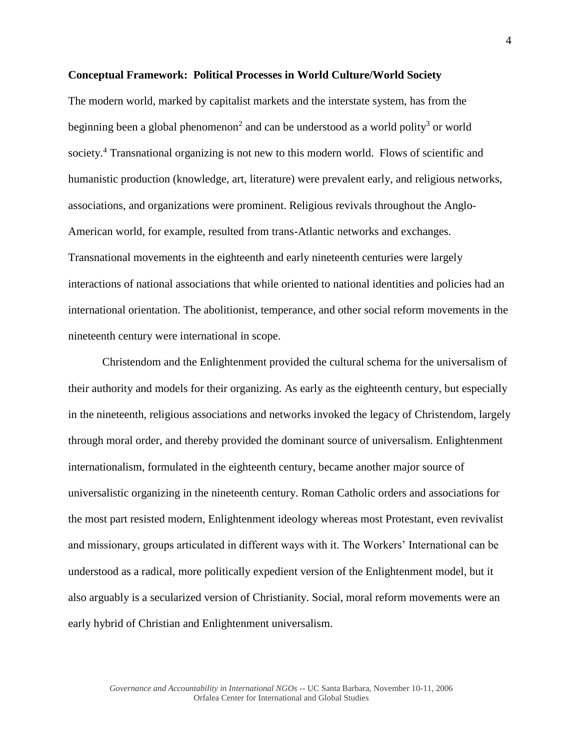**Conceptual Framework: Political Processes in World Culture/World Society**

The modern world, marked by capitalist markets and the interstate system, has from the beginning been a global phenomenon[2] and can be understood as a world polity[3] or world society.[4] Transnational organizing is not new to this modern world. Flows of scientific and humanistic production (knowledge, art, literature) were prevalent early, and religious networks, associations, and organizations were prominent. Religious revivals throughout the Anglo-American world, for example, resulted from trans-Atlantic networks and exchanges. Transnational movements in the eighteenth and early nineteenth centuries were largely interactions of national associations that while oriented to national identities and policies had an international orientation. The abolitionist, temperance, and other social reform movements in the nineteenth century were international in scope.

Christendom and the Enlightenment provided the cultural schema for the universalism of their authority and models for their organizing. As early as the eighteenth century, but especially in the nineteenth, religious associations and networks invoked the legacy of Christendom, largely through moral order, and thereby provided the dominant source of universalism. Enlightenment internationalism, formulated in the eighteenth century, became another major source of universalistic organizing in the nineteenth century. Roman Catholic orders and associations for the most part resisted modern, Enlightenment ideology whereas most Protestant, even revivalist and missionary, groups articulated in different ways with it. The Workers' International can be understood as a radical, more politically expedient version of the Enlightenment model, but it also arguably is a secularized version of Christianity. Social, moral reform movements were an early hybrid of Christian and Enlightenment universalism.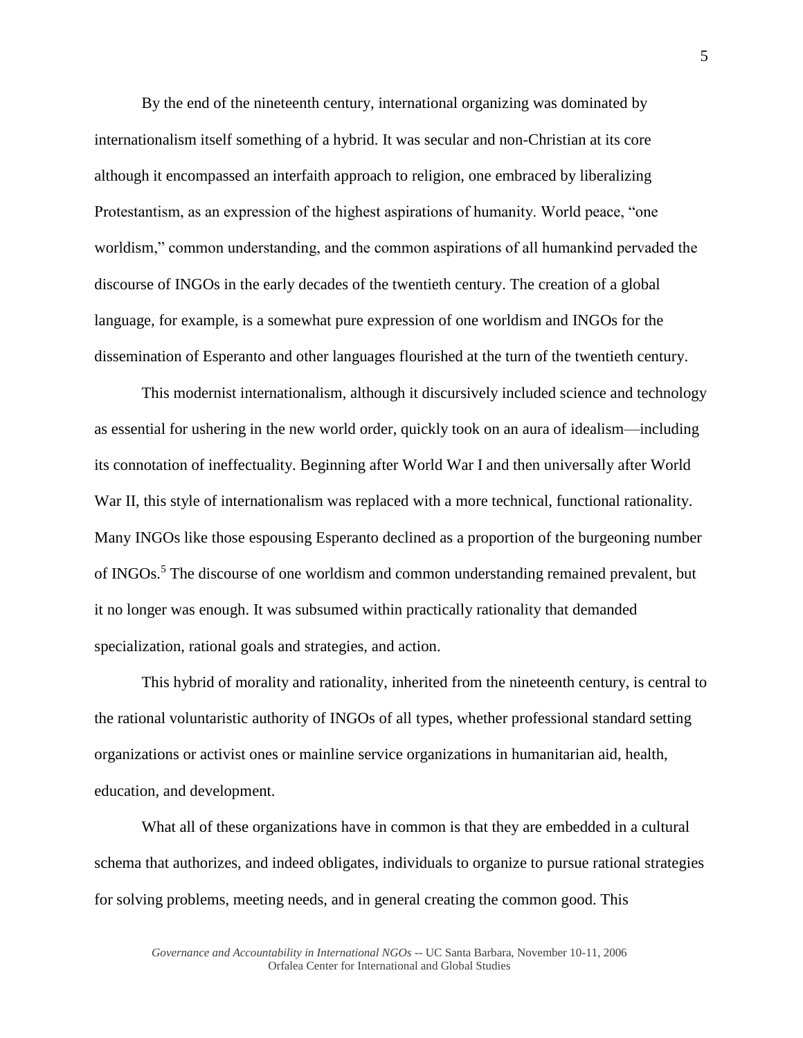By the end of the nineteenth century, international organizing was dominated by internationalism itself something of a hybrid. It was secular and non-Christian at its core although it encompassed an interfaith approach to religion, one embraced by liberalizing Protestantism, as an expression of the highest aspirations of humanity. World peace, "one worldism," common understanding, and the common aspirations of all humankind pervaded the discourse of INGOs in the early decades of the twentieth century. The creation of a global language, for example, is a somewhat pure expression of one worldism and INGOs for the dissemination of Esperanto and other languages flourished at the turn of the twentieth century.

This modernist internationalism, although it discursively included science and technology as essential for ushering in the new world order, quickly took on an aura of idealism—including its connotation of ineffectuality. Beginning after World War I and then universally after World War II, this style of internationalism was replaced with a more technical, functional rationality. Many INGOs like those espousing Esperanto declined as a proportion of the burgeoning number of INGOs.[5] The discourse of one worldism and common understanding remained prevalent, but it no longer was enough. It was subsumed within practically rationality that demanded specialization, rational goals and strategies, and action.

This hybrid of morality and rationality, inherited from the nineteenth century, is central to the rational voluntaristic authority of INGOs of all types, whether professional standard setting organizations or activist ones or mainline service organizations in humanitarian aid, health, education, and development.

What all of these organizations have in common is that they are embedded in a cultural schema that authorizes, and indeed obligates, individuals to organize to pursue rational strategies for solving problems, meeting needs, and in general creating the common good. This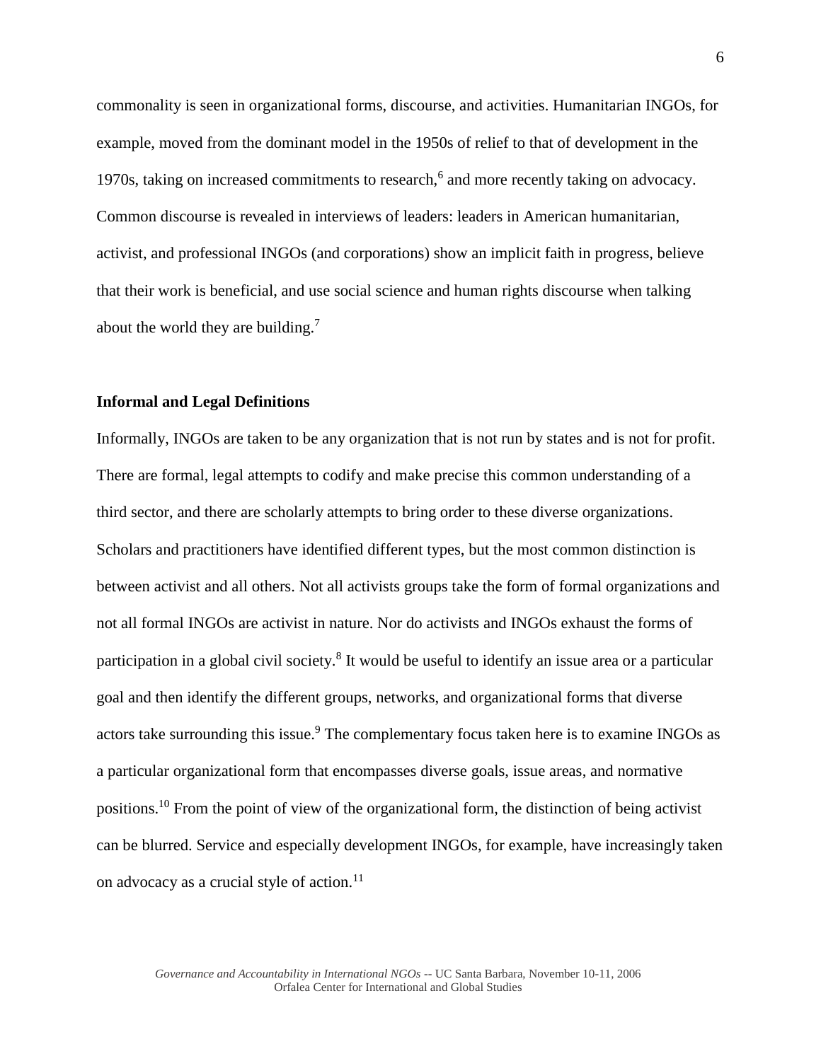commonality is seen in organizational forms, discourse, and activities. Humanitarian INGOs, for example, moved from the dominant model in the 1950s of relief to that of development in the 1970s, taking on increased commitments to research,[6] and more recently taking on advocacy. Common discourse is revealed in interviews of leaders: leaders in American humanitarian, activist, and professional INGOs (and corporations) show an implicit faith in progress, believe that their work is beneficial, and use social science and human rights discourse when talking about the world they are building.[7]

### Informal and Legal Definitions

Informally, INGOs are taken to be any organization that is not run by states and is not for profit. There are formal, legal attempts to codify and make precise this common understanding of a third sector, and there are scholarly attempts to bring order to these diverse organizations. Scholars and practitioners have identified different types, but the most common distinction is between activist and all others. Not all activists groups take the form of formal organizations and not all formal INGOs are activist in nature. Nor do activists and INGOs exhaust the forms of participation in a global civil society.[8] It would be useful to identify an issue area or a particular goal and then identify the different groups, networks, and organizational forms that diverse actors take surrounding this issue.[9] The complementary focus taken here is to examine INGOs as a particular organizational form that encompasses diverse goals, issue areas, and normative positions.[10] From the point of view of the organizational form, the distinction of being activist can be blurred. Service and especially development INGOs, for example, have increasingly taken on advocacy as a crucial style of action.[11]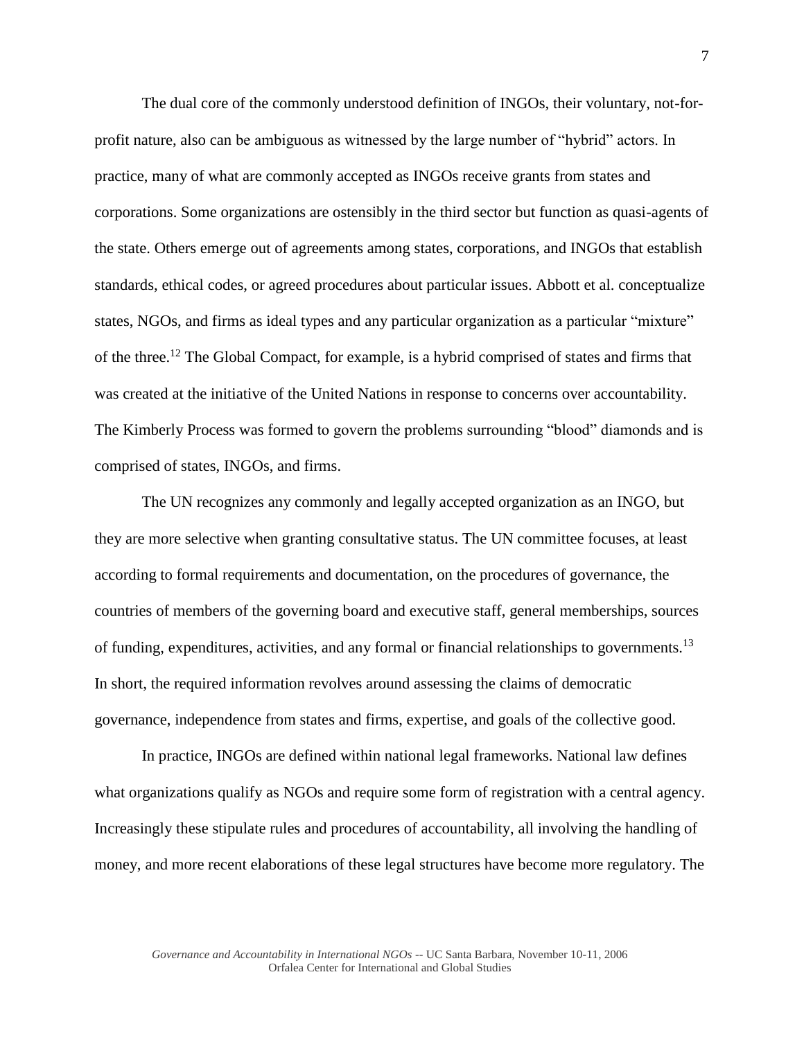The dual core of the commonly understood definition of INGOs, their voluntary, not-for-profit nature, also can be ambiguous as witnessed by the large number of "hybrid" actors. In practice, many of what are commonly accepted as INGOs receive grants from states and corporations. Some organizations are ostensibly in the third sector but function as quasi-agents of the state. Others emerge out of agreements among states, corporations, and INGOs that establish standards, ethical codes, or agreed procedures about particular issues. Abbott et al. conceptualize states, NGOs, and firms as ideal types and any particular organization as a particular "mixture" of the three.[12] The Global Compact, for example, is a hybrid comprised of states and firms that was created at the initiative of the United Nations in response to concerns over accountability. The Kimberly Process was formed to govern the problems surrounding "blood" diamonds and is comprised of states, INGOs, and firms.

The UN recognizes any commonly and legally accepted organization as an INGO, but they are more selective when granting consultative status. The UN committee focuses, at least according to formal requirements and documentation, on the procedures of governance, the countries of members of the governing board and executive staff, general memberships, sources of funding, expenditures, activities, and any formal or financial relationships to governments.[13] In short, the required information revolves around assessing the claims of democratic governance, independence from states and firms, expertise, and goals of the collective good.

In practice, INGOs are defined within national legal frameworks. National law defines what organizations qualify as NGOs and require some form of registration with a central agency. Increasingly these stipulate rules and procedures of accountability, all involving the handling of money, and more recent elaborations of these legal structures have become more regulatory. The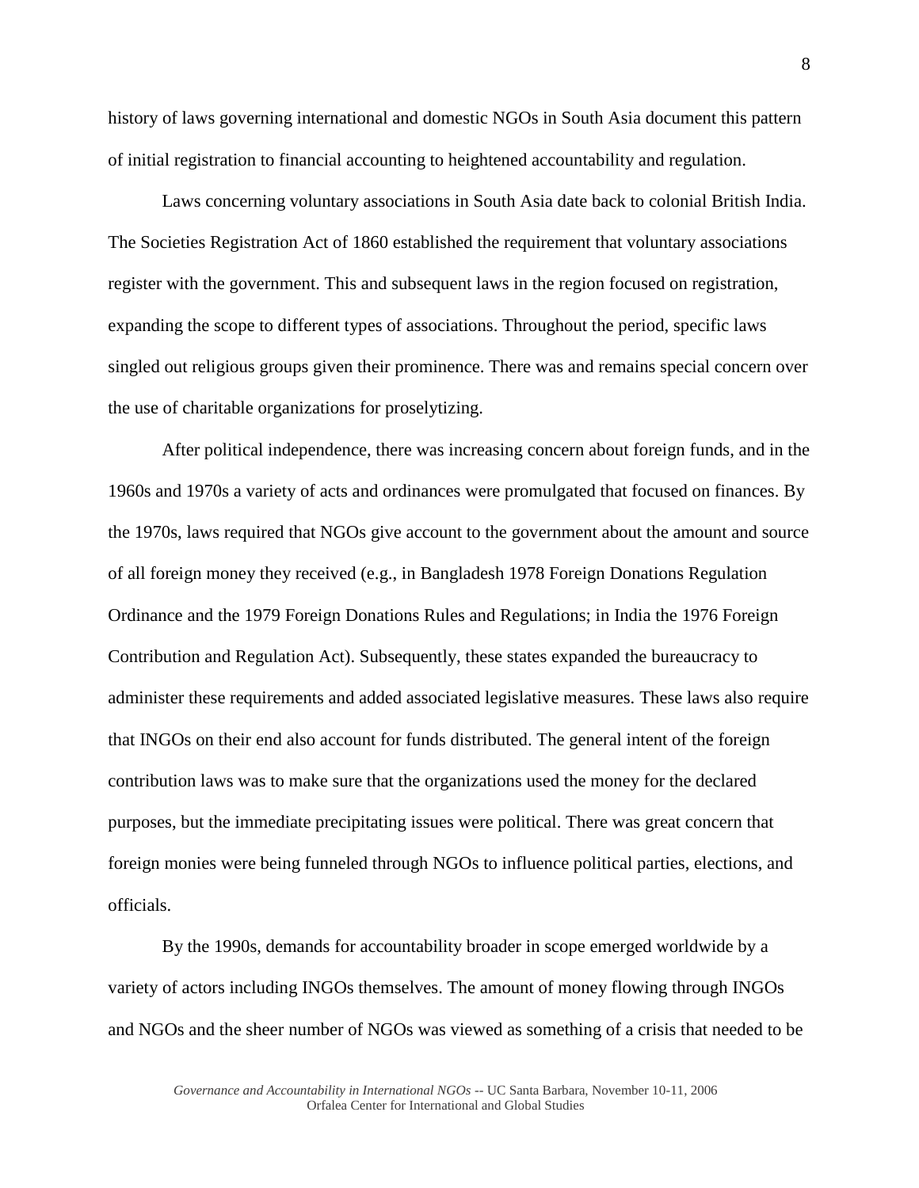history of laws governing international and domestic NGOs in South Asia document this pattern of initial registration to financial accounting to heightened accountability and regulation.

Laws concerning voluntary associations in South Asia date back to colonial British India. The Societies Registration Act of 1860 established the requirement that voluntary associations register with the government. This and subsequent laws in the region focused on registration, expanding the scope to different types of associations. Throughout the period, specific laws singled out religious groups given their prominence. There was and remains special concern over the use of charitable organizations for proselytizing.

After political independence, there was increasing concern about foreign funds, and in the 1960s and 1970s a variety of acts and ordinances were promulgated that focused on finances. By the 1970s, laws required that NGOs give account to the government about the amount and source of all foreign money they received (e.g., in Bangladesh 1978 Foreign Donations Regulation Ordinance and the 1979 Foreign Donations Rules and Regulations; in India the 1976 Foreign Contribution and Regulation Act). Subsequently, these states expanded the bureaucracy to administer these requirements and added associated legislative measures. These laws also require that INGOs on their end also account for funds distributed. The general intent of the foreign contribution laws was to make sure that the organizations used the money for the declared purposes, but the immediate precipitating issues were political. There was great concern that foreign monies were being funneled through NGOs to influence political parties, elections, and officials.

By the 1990s, demands for accountability broader in scope emerged worldwide by a variety of actors including INGOs themselves. The amount of money flowing through INGOs and NGOs and the sheer number of NGOs was viewed as something of a crisis that needed to be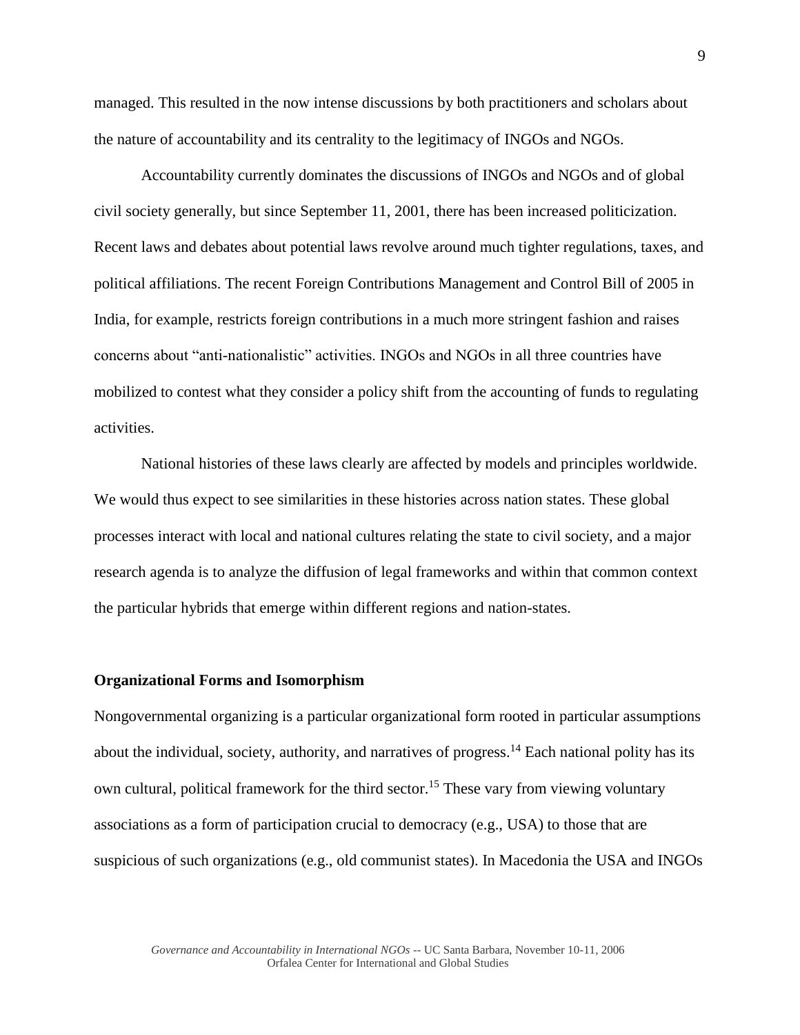managed. This resulted in the now intense discussions by both practitioners and scholars about the nature of accountability and its centrality to the legitimacy of INGOs and NGOs.

Accountability currently dominates the discussions of INGOs and NGOs and of global civil society generally, but since September 11, 2001, there has been increased politicization. Recent laws and debates about potential laws revolve around much tighter regulations, taxes, and political affiliations. The recent Foreign Contributions Management and Control Bill of 2005 in India, for example, restricts foreign contributions in a much more stringent fashion and raises concerns about "anti-nationalistic" activities. INGOs and NGOs in all three countries have mobilized to contest what they consider a policy shift from the accounting of funds to regulating activities.

National histories of these laws clearly are affected by models and principles worldwide. We would thus expect to see similarities in these histories across nation states. These global processes interact with local and national cultures relating the state to civil society, and a major research agenda is to analyze the diffusion of legal frameworks and within that common context the particular hybrids that emerge within different regions and nation-states.

## Organizational Forms and Isomorphism

Nongovernmental organizing is a particular organizational form rooted in particular assumptions about the individual, society, authority, and narratives of progress.[14] Each national polity has its own cultural, political framework for the third sector.[15] These vary from viewing voluntary associations as a form of participation crucial to democracy (e.g., USA) to those that are suspicious of such organizations (e.g., old communist states). In Macedonia the USA and INGOs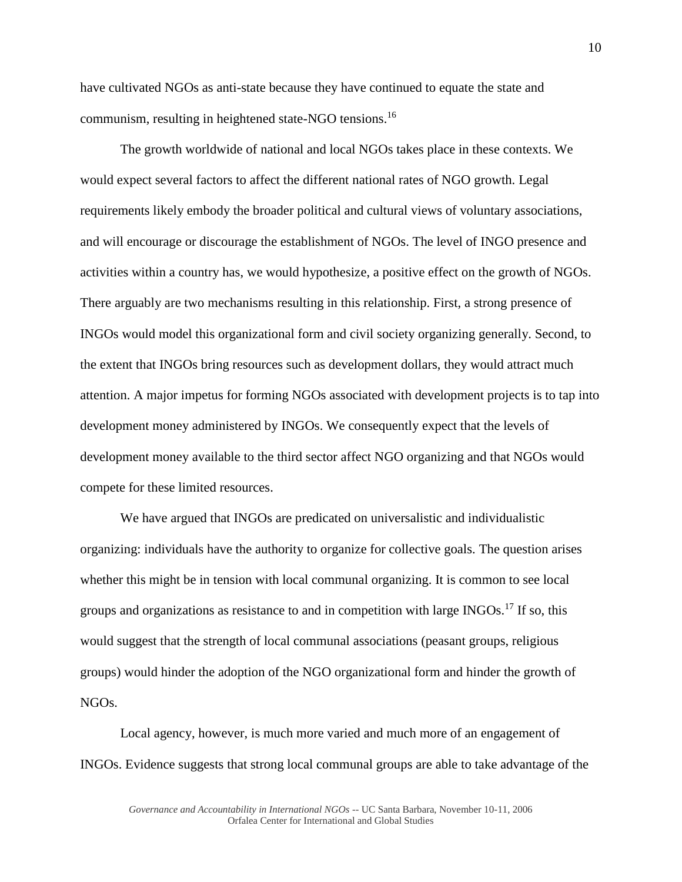have cultivated NGOs as anti-state because they have continued to equate the state and communism, resulting in heightened state-NGO tensions.[16]

The growth worldwide of national and local NGOs takes place in these contexts. We would expect several factors to affect the different national rates of NGO growth. Legal requirements likely embody the broader political and cultural views of voluntary associations, and will encourage or discourage the establishment of NGOs. The level of INGO presence and activities within a country has, we would hypothesize, a positive effect on the growth of NGOs. There arguably are two mechanisms resulting in this relationship. First, a strong presence of INGOs would model this organizational form and civil society organizing generally. Second, to the extent that INGOs bring resources such as development dollars, they would attract much attention. A major impetus for forming NGOs associated with development projects is to tap into development money administered by INGOs. We consequently expect that the levels of development money available to the third sector affect NGO organizing and that NGOs would compete for these limited resources.

We have argued that INGOs are predicated on universalistic and individualistic organizing: individuals have the authority to organize for collective goals. The question arises whether this might be in tension with local communal organizing. It is common to see local groups and organizations as resistance to and in competition with large INGOs.[17] If so, this would suggest that the strength of local communal associations (peasant groups, religious groups) would hinder the adoption of the NGO organizational form and hinder the growth of NGOs.

Local agency, however, is much more varied and much more of an engagement of INGOs. Evidence suggests that strong local communal groups are able to take advantage of the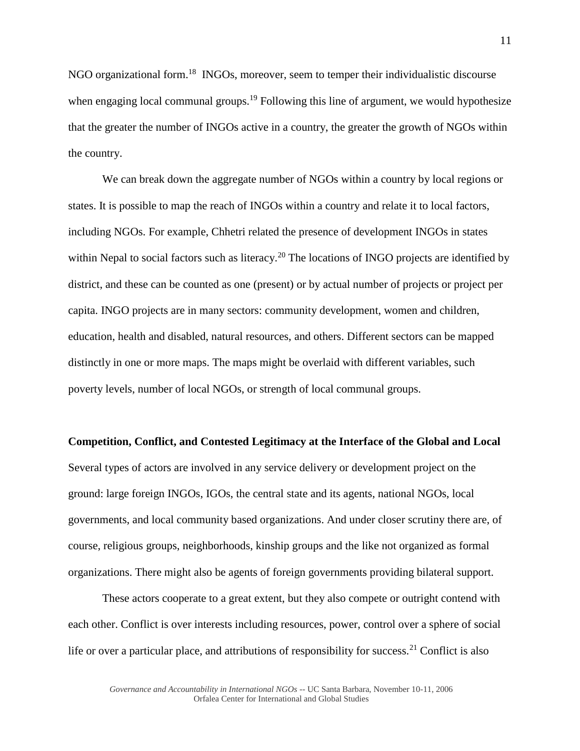NGO organizational form.[18] INGOs, moreover, seem to temper their individualistic discourse when engaging local communal groups.[19] Following this line of argument, we would hypothesize that the greater the number of INGOs active in a country, the greater the growth of NGOs within the country.

We can break down the aggregate number of NGOs within a country by local regions or states. It is possible to map the reach of INGOs within a country and relate it to local factors, including NGOs. For example, Chhetri related the presence of development INGOs in states within Nepal to social factors such as literacy.[20] The locations of INGO projects are identified by district, and these can be counted as one (present) or by actual number of projects or project per capita. INGO projects are in many sectors: community development, women and children, education, health and disabled, natural resources, and others. Different sectors can be mapped distinctly in one or more maps. The maps might be overlaid with different variables, such poverty levels, number of local NGOs, or strength of local communal groups.

**Competition, Conflict, and Contested Legitimacy at the Interface of the Global and Local**

Several types of actors are involved in any service delivery or development project on the ground: large foreign INGOs, IGOs, the central state and its agents, national NGOs, local governments, and local community based organizations. And under closer scrutiny there are, of course, religious groups, neighborhoods, kinship groups and the like not organized as formal organizations. There might also be agents of foreign governments providing bilateral support.

These actors cooperate to a great extent, but they also compete or outright contend with each other. Conflict is over interests including resources, power, control over a sphere of social life or over a particular place, and attributions of responsibility for success.[21] Conflict is also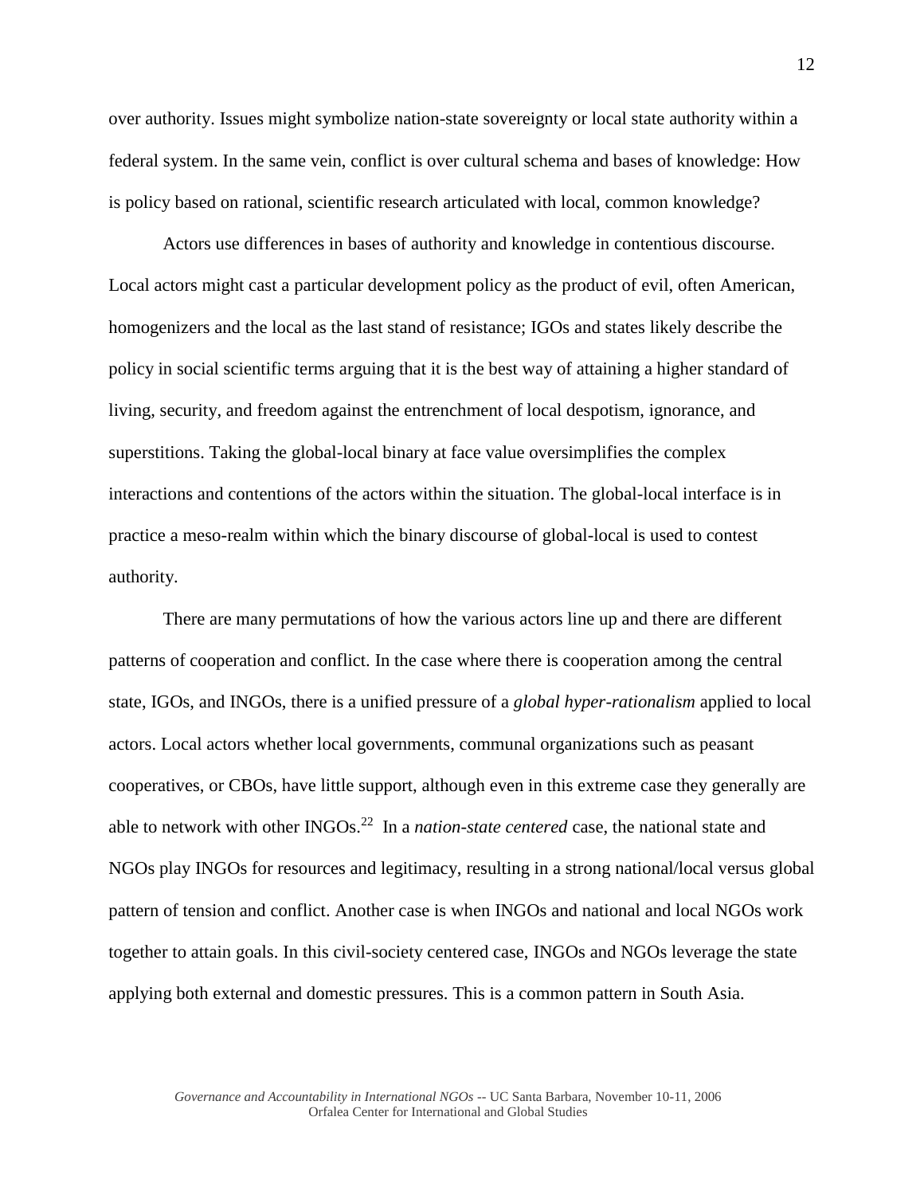over authority. Issues might symbolize nation-state sovereignty or local state authority within a federal system. In the same vein, conflict is over cultural schema and bases of knowledge: How is policy based on rational, scientific research articulated with local, common knowledge?

Actors use differences in bases of authority and knowledge in contentious discourse. Local actors might cast a particular development policy as the product of evil, often American, homogenizers and the local as the last stand of resistance; IGOs and states likely describe the policy in social scientific terms arguing that it is the best way of attaining a higher standard of living, security, and freedom against the entrenchment of local despotism, ignorance, and superstitions. Taking the global-local binary at face value oversimplifies the complex interactions and contentions of the actors within the situation. The global-local interface is in practice a meso-realm within which the binary discourse of global-local is used to contest authority.

There are many permutations of how the various actors line up and there are different patterns of cooperation and conflict. In the case where there is cooperation among the central state, IGOs, and INGOs, there is a unified pressure of a *global hyper-rationalism* applied to local actors. Local actors whether local governments, communal organizations such as peasant cooperatives, or CBOs, have little support, although even in this extreme case they generally are able to network with other INGOs.[22] In a *nation-state centered* case, the national state and NGOs play INGOs for resources and legitimacy, resulting in a strong national/local versus global pattern of tension and conflict. Another case is when INGOs and national and local NGOs work together to attain goals. In this civil-society centered case, INGOs and NGOs leverage the state applying both external and domestic pressures. This is a common pattern in South Asia.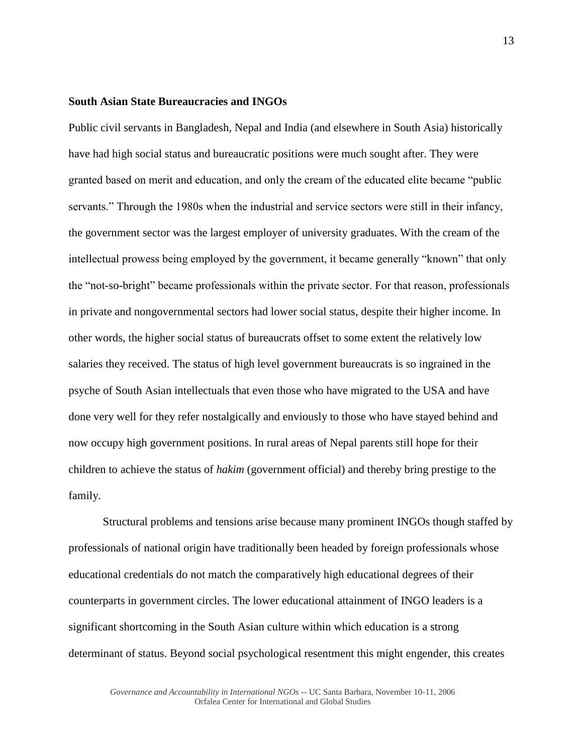**South Asian State Bureaucracies and INGOs**

Public civil servants in Bangladesh, Nepal and India (and elsewhere in South Asia) historically have had high social status and bureaucratic positions were much sought after. They were granted based on merit and education, and only the cream of the educated elite became "public servants." Through the 1980s when the industrial and service sectors were still in their infancy, the government sector was the largest employer of university graduates. With the cream of the intellectual prowess being employed by the government, it became generally "known" that only the "not-so-bright" became professionals within the private sector. For that reason, professionals in private and nongovernmental sectors had lower social status, despite their higher income. In other words, the higher social status of bureaucrats offset to some extent the relatively low salaries they received. The status of high level government bureaucrats is so ingrained in the psyche of South Asian intellectuals that even those who have migrated to the USA and have done very well for they refer nostalgically and enviously to those who have stayed behind and now occupy high government positions. In rural areas of Nepal parents still hope for their children to achieve the status of *hakim* (government official) and thereby bring prestige to the family.

Structural problems and tensions arise because many prominent INGOs though staffed by professionals of national origin have traditionally been headed by foreign professionals whose educational credentials do not match the comparatively high educational degrees of their counterparts in government circles. The lower educational attainment of INGO leaders is a significant shortcoming in the South Asian culture within which education is a strong determinant of status. Beyond social psychological resentment this might engender, this creates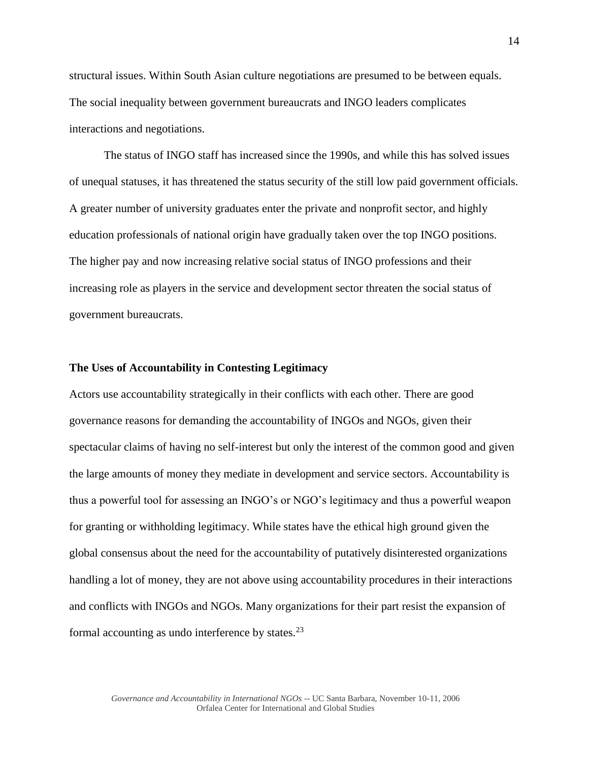structural issues. Within South Asian culture negotiations are presumed to be between equals. The social inequality between government bureaucrats and INGO leaders complicates interactions and negotiations.

The status of INGO staff has increased since the 1990s, and while this has solved issues of unequal statuses, it has threatened the status security of the still low paid government officials. A greater number of university graduates enter the private and nonprofit sector, and highly education professionals of national origin have gradually taken over the top INGO positions. The higher pay and now increasing relative social status of INGO professions and their increasing role as players in the service and development sector threaten the social status of government bureaucrats.

### The Uses of Accountability in Contesting Legitimacy

Actors use accountability strategically in their conflicts with each other. There are good governance reasons for demanding the accountability of INGOs and NGOs, given their spectacular claims of having no self-interest but only the interest of the common good and given the large amounts of money they mediate in development and service sectors. Accountability is thus a powerful tool for assessing an INGO's or NGO's legitimacy and thus a powerful weapon for granting or withholding legitimacy. While states have the ethical high ground given the global consensus about the need for the accountability of putatively disinterested organizations handling a lot of money, they are not above using accountability procedures in their interactions and conflicts with INGOs and NGOs. Many organizations for their part resist the expansion of formal accounting as undo interference by states.[23]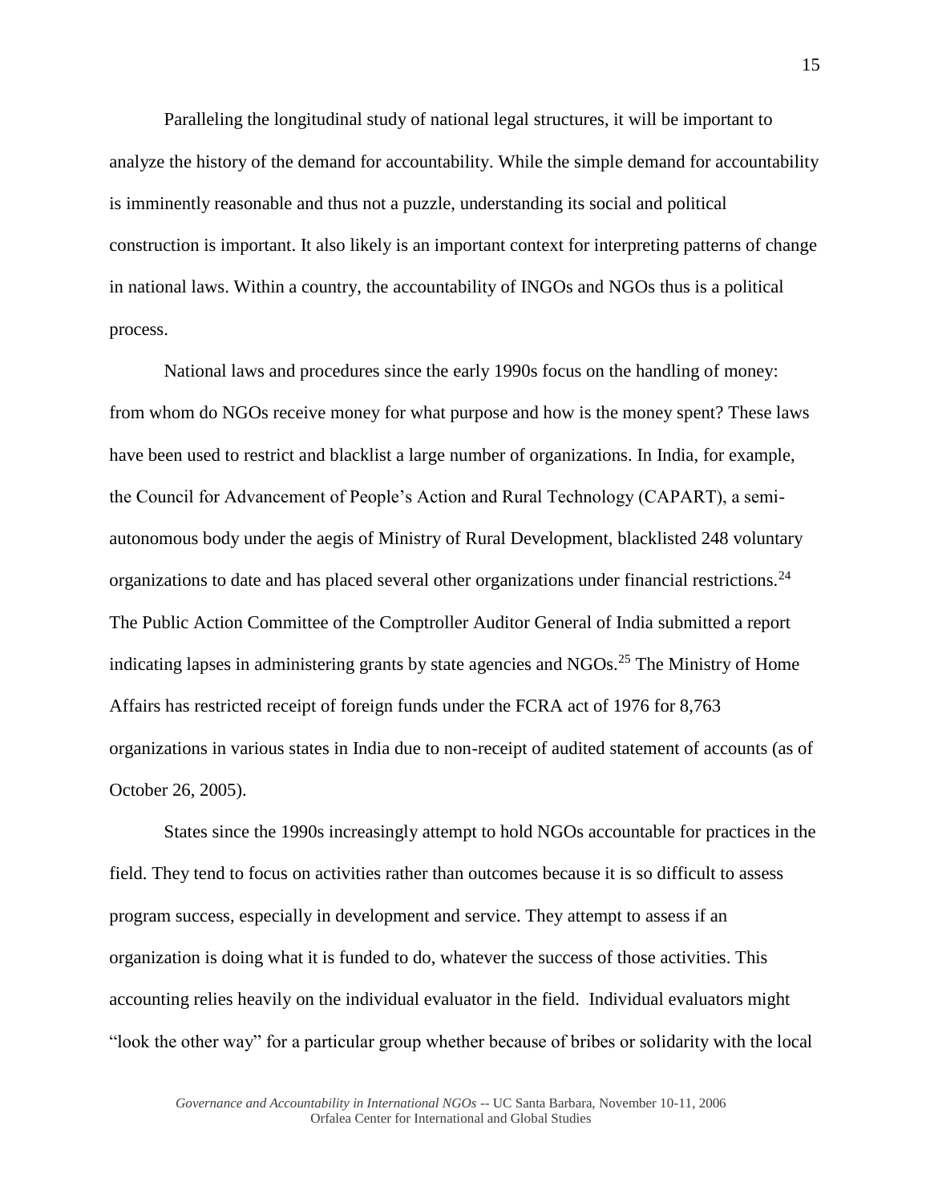Paralleling the longitudinal study of national legal structures, it will be important to analyze the history of the demand for accountability. While the simple demand for accountability is imminently reasonable and thus not a puzzle, understanding its social and political construction is important. It also likely is an important context for interpreting patterns of change in national laws. Within a country, the accountability of INGOs and NGOs thus is a political process.

National laws and procedures since the early 1990s focus on the handling of money: from whom do NGOs receive money for what purpose and how is the money spent? These laws have been used to restrict and blacklist a large number of organizations. In India, for example, the Council for Advancement of People's Action and Rural Technology (CAPART), a semi-autonomous body under the aegis of Ministry of Rural Development, blacklisted 248 voluntary organizations to date and has placed several other organizations under financial restrictions.[24] The Public Action Committee of the Comptroller Auditor General of India submitted a report indicating lapses in administering grants by state agencies and NGOs.[25] The Ministry of Home Affairs has restricted receipt of foreign funds under the FCRA act of 1976 for 8,763 organizations in various states in India due to non-receipt of audited statement of accounts (as of October 26, 2005).

States since the 1990s increasingly attempt to hold NGOs accountable for practices in the field. They tend to focus on activities rather than outcomes because it is so difficult to assess program success, especially in development and service. They attempt to assess if an organization is doing what it is funded to do, whatever the success of those activities. This accounting relies heavily on the individual evaluator in the field. Individual evaluators might "look the other way" for a particular group whether because of bribes or solidarity with the local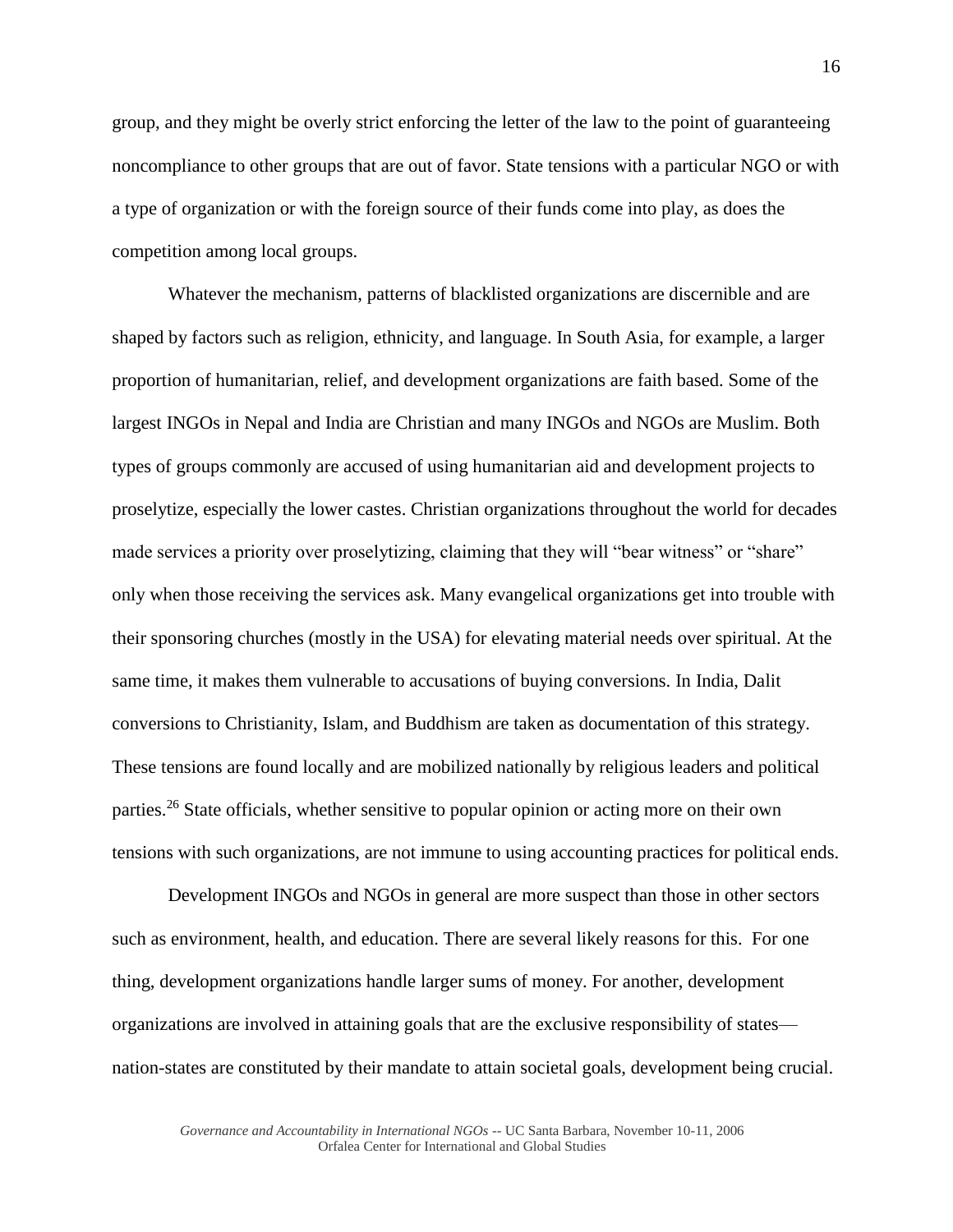group, and they might be overly strict enforcing the letter of the law to the point of guaranteeing noncompliance to other groups that are out of favor. State tensions with a particular NGO or with a type of organization or with the foreign source of their funds come into play, as does the competition among local groups.

Whatever the mechanism, patterns of blacklisted organizations are discernible and are shaped by factors such as religion, ethnicity, and language. In South Asia, for example, a larger proportion of humanitarian, relief, and development organizations are faith based. Some of the largest INGOs in Nepal and India are Christian and many INGOs and NGOs are Muslim. Both types of groups commonly are accused of using humanitarian aid and development projects to proselytize, especially the lower castes. Christian organizations throughout the world for decades made services a priority over proselytizing, claiming that they will "bear witness" or "share" only when those receiving the services ask. Many evangelical organizations get into trouble with their sponsoring churches (mostly in the USA) for elevating material needs over spiritual. At the same time, it makes them vulnerable to accusations of buying conversions. In India, Dalit conversions to Christianity, Islam, and Buddhism are taken as documentation of this strategy. These tensions are found locally and are mobilized nationally by religious leaders and political parties.[26] State officials, whether sensitive to popular opinion or acting more on their own tensions with such organizations, are not immune to using accounting practices for political ends.

Development INGOs and NGOs in general are more suspect than those in other sectors such as environment, health, and education. There are several likely reasons for this. For one thing, development organizations handle larger sums of money. For another, development organizations are involved in attaining goals that are the exclusive responsibility of states—nation-states are constituted by their mandate to attain societal goals, development being crucial.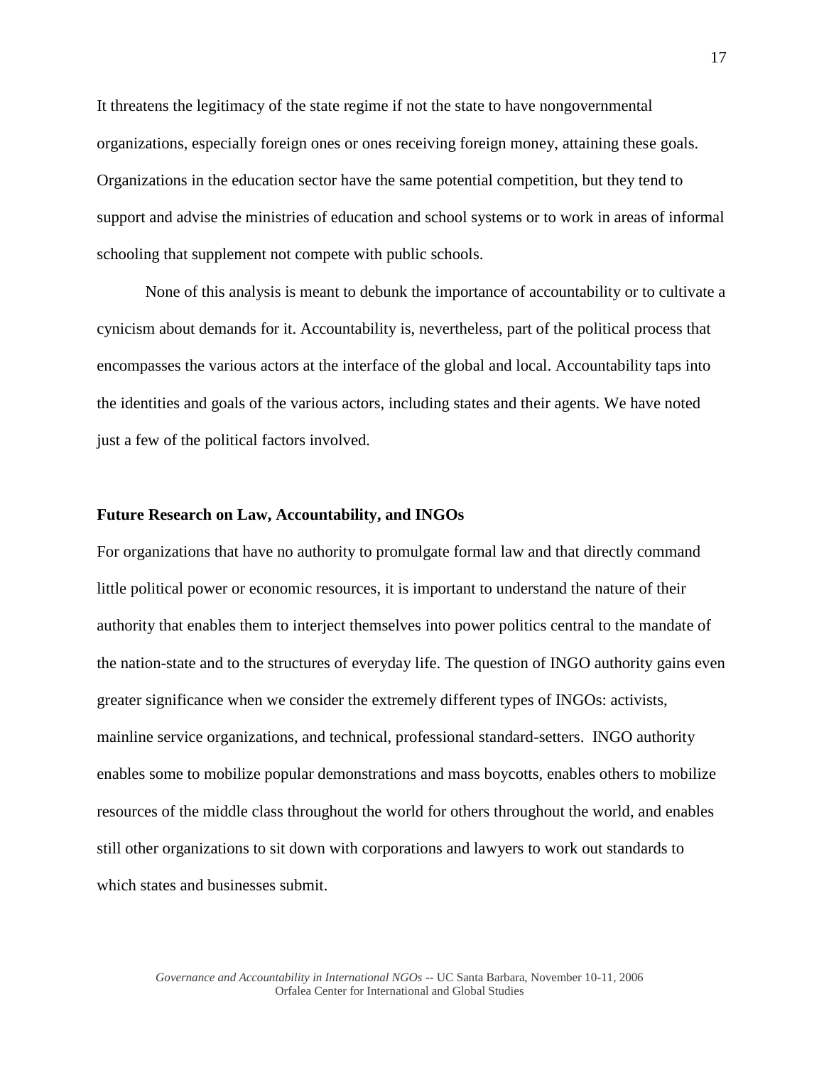It threatens the legitimacy of the state regime if not the state to have nongovernmental organizations, especially foreign ones or ones receiving foreign money, attaining these goals. Organizations in the education sector have the same potential competition, but they tend to support and advise the ministries of education and school systems or to work in areas of informal schooling that supplement not compete with public schools.

None of this analysis is meant to debunk the importance of accountability or to cultivate a cynicism about demands for it. Accountability is, nevertheless, part of the political process that encompasses the various actors at the interface of the global and local. Accountability taps into the identities and goals of the various actors, including states and their agents. We have noted just a few of the political factors involved.

**Future Research on Law, Accountability, and INGOs**

For organizations that have no authority to promulgate formal law and that directly command little political power or economic resources, it is important to understand the nature of their authority that enables them to interject themselves into power politics central to the mandate of the nation-state and to the structures of everyday life. The question of INGO authority gains even greater significance when we consider the extremely different types of INGOs: activists, mainline service organizations, and technical, professional standard-setters. INGO authority enables some to mobilize popular demonstrations and mass boycotts, enables others to mobilize resources of the middle class throughout the world for others throughout the world, and enables still other organizations to sit down with corporations and lawyers to work out standards to which states and businesses submit.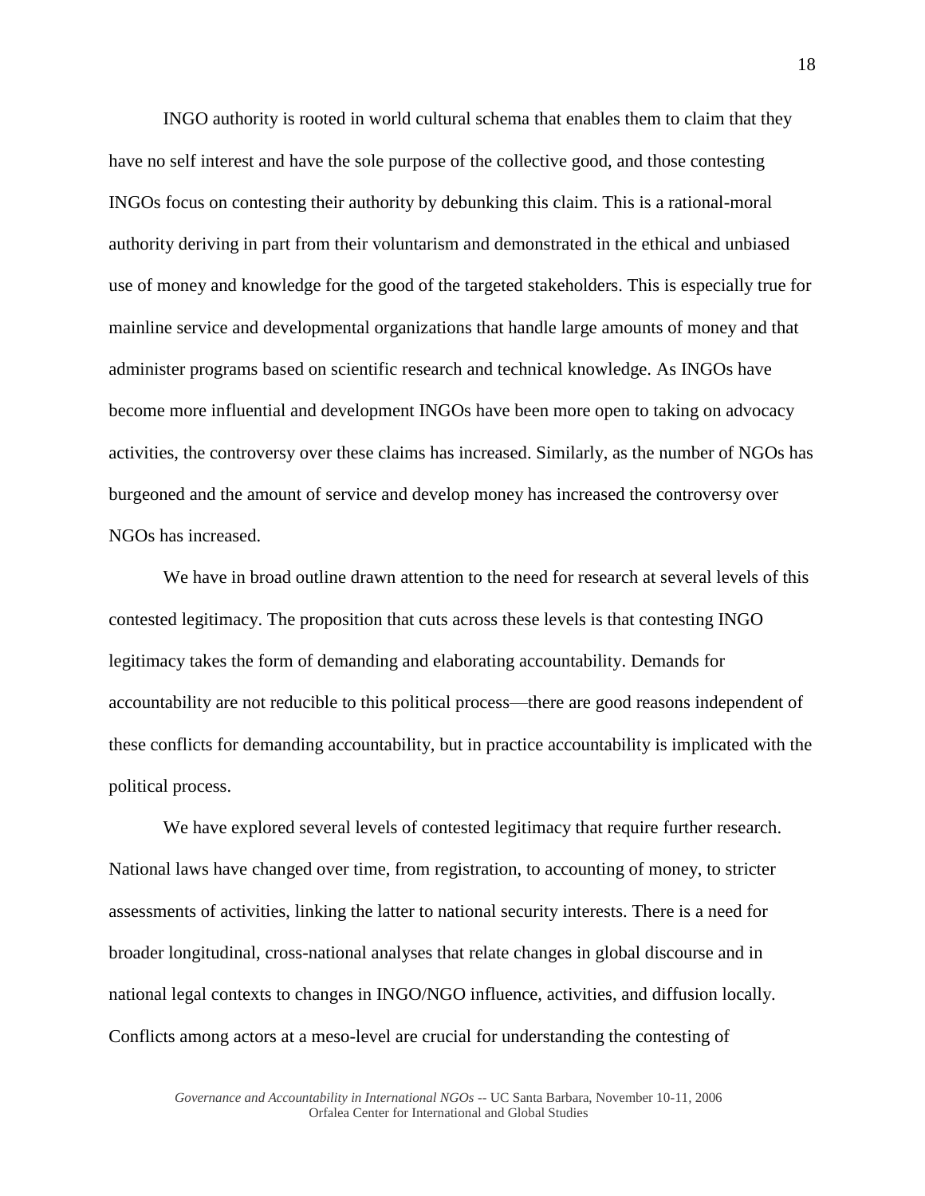INGO authority is rooted in world cultural schema that enables them to claim that they have no self interest and have the sole purpose of the collective good, and those contesting INGOs focus on contesting their authority by debunking this claim. This is a rational-moral authority deriving in part from their voluntarism and demonstrated in the ethical and unbiased use of money and knowledge for the good of the targeted stakeholders. This is especially true for mainline service and developmental organizations that handle large amounts of money and that administer programs based on scientific research and technical knowledge. As INGOs have become more influential and development INGOs have been more open to taking on advocacy activities, the controversy over these claims has increased. Similarly, as the number of NGOs has burgeoned and the amount of service and develop money has increased the controversy over NGOs has increased.

We have in broad outline drawn attention to the need for research at several levels of this contested legitimacy. The proposition that cuts across these levels is that contesting INGO legitimacy takes the form of demanding and elaborating accountability. Demands for accountability are not reducible to this political process—there are good reasons independent of these conflicts for demanding accountability, but in practice accountability is implicated with the political process.

We have explored several levels of contested legitimacy that require further research. National laws have changed over time, from registration, to accounting of money, to stricter assessments of activities, linking the latter to national security interests. There is a need for broader longitudinal, cross-national analyses that relate changes in global discourse and in national legal contexts to changes in INGO/NGO influence, activities, and diffusion locally. Conflicts among actors at a meso-level are crucial for understanding the contesting of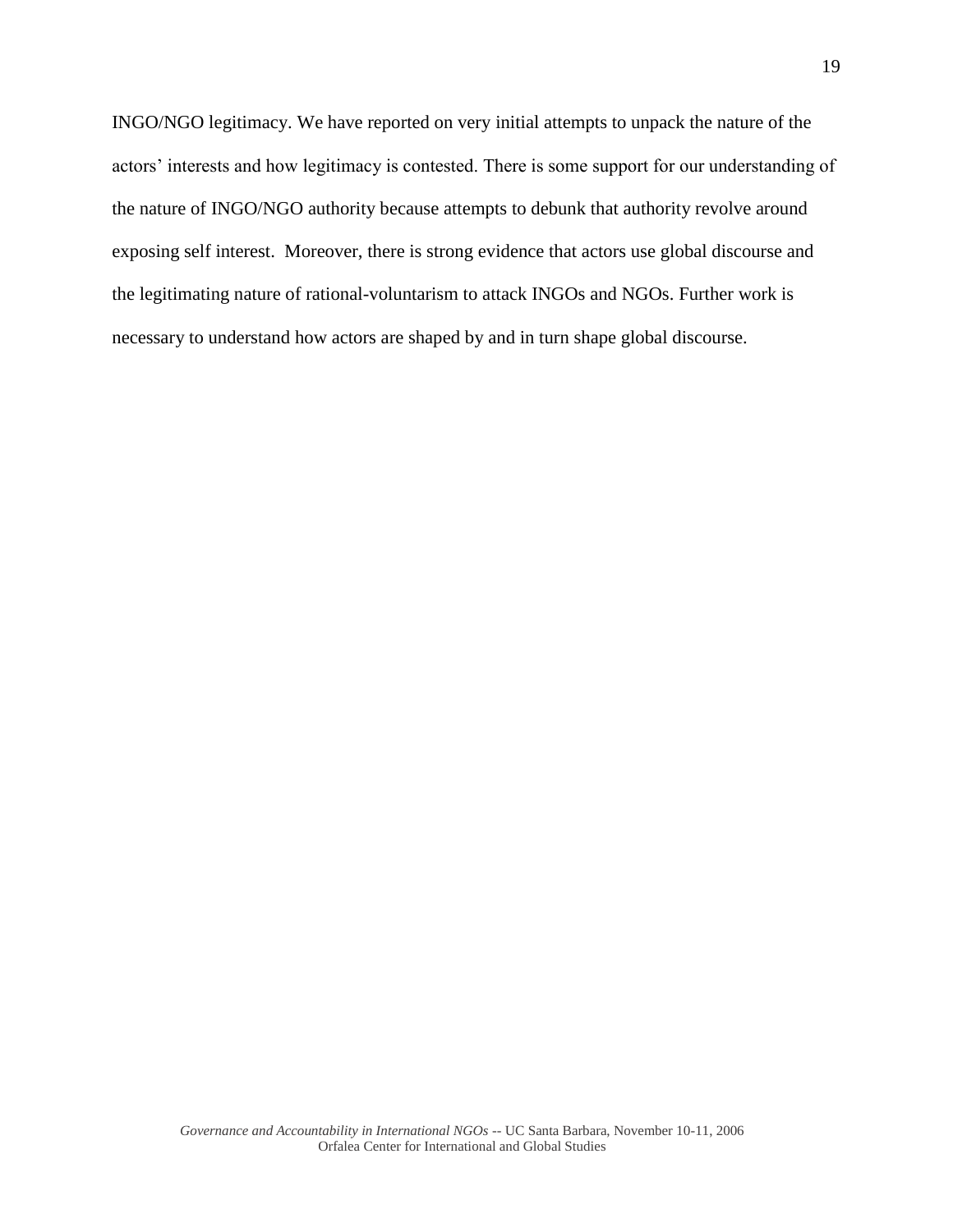INGO/NGO legitimacy. We have reported on very initial attempts to unpack the nature of the actors' interests and how legitimacy is contested. There is some support for our understanding of the nature of INGO/NGO authority because attempts to debunk that authority revolve around exposing self interest. Moreover, there is strong evidence that actors use global discourse and the legitimating nature of rational-voluntarism to attack INGOs and NGOs. Further work is necessary to understand how actors are shaped by and in turn shape global discourse.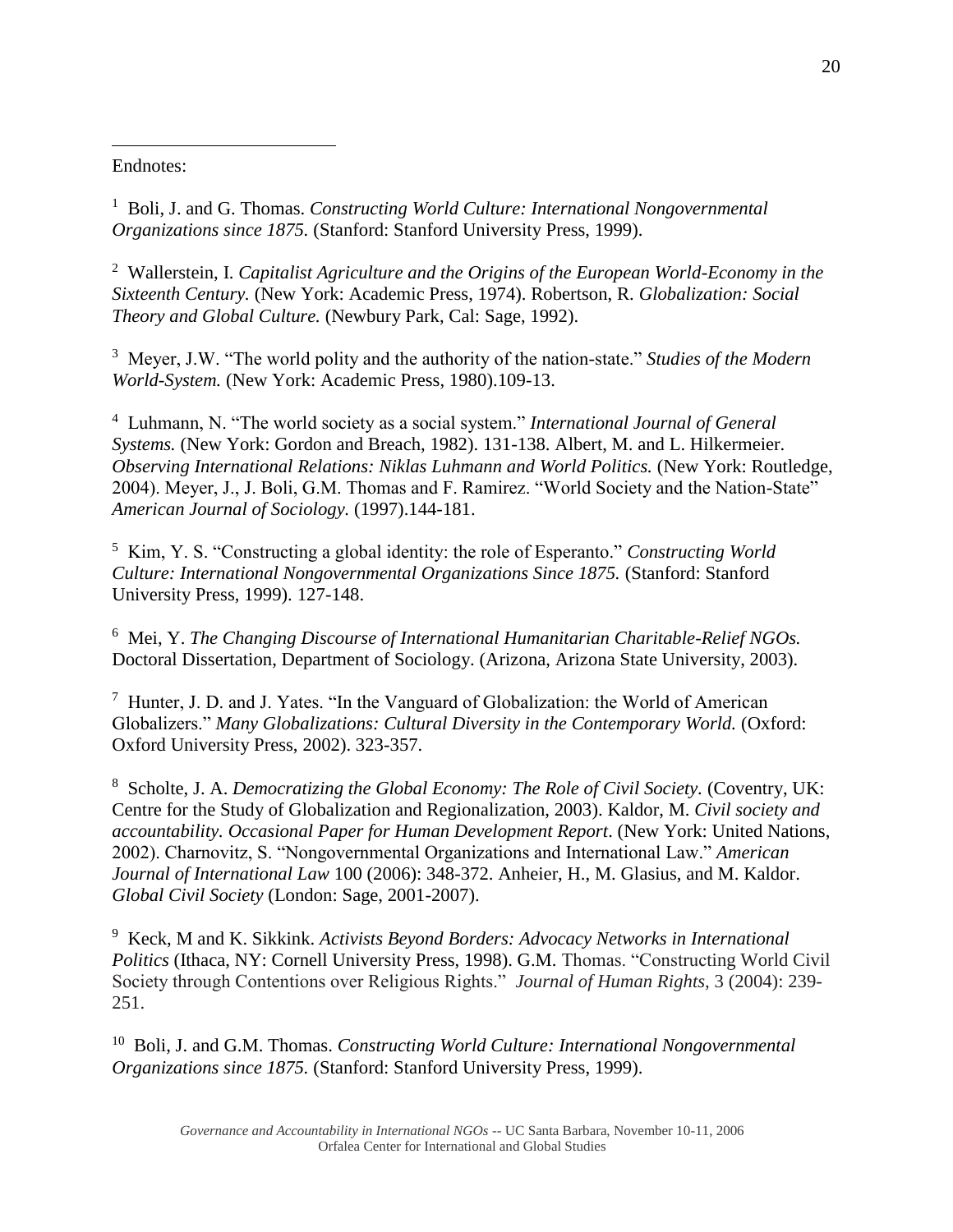Endnotes:

[1] Boli, J. and G. Thomas. *Constructing World Culture: International Nongovernmental Organizations since 1875.* (Stanford: Stanford University Press, 1999).

[2] Wallerstein, I. *Capitalist Agriculture and the Origins of the European World-Economy in the Sixteenth Century.* (New York: Academic Press, 1974). Robertson, R. *Globalization: Social Theory and Global Culture.* (Newbury Park, Cal: Sage, 1992).

[3] Meyer, J.W. "The world polity and the authority of the nation-state." *Studies of the Modern World-System.* (New York: Academic Press, 1980).109-13.

[4] Luhmann, N. "The world society as a social system." *International Journal of General Systems.* (New York: Gordon and Breach, 1982). 131-138. Albert, M. and L. Hilkermeier. *Observing International Relations: Niklas Luhmann and World Politics.* (New York: Routledge, 2004). Meyer, J., J. Boli, G.M. Thomas and F. Ramirez. "World Society and the Nation-State" *American Journal of Sociology.* (1997).144-181.

[5] Kim, Y. S. "Constructing a global identity: the role of Esperanto." *Constructing World Culture: International Nongovernmental Organizations Since 1875.* (Stanford: Stanford University Press, 1999). 127-148.

[6] Mei, Y. *The Changing Discourse of International Humanitarian Charitable-Relief NGOs.* Doctoral Dissertation, Department of Sociology. (Arizona, Arizona State University, 2003).

[7] Hunter, J. D. and J. Yates. "In the Vanguard of Globalization: the World of American Globalizers." *Many Globalizations: Cultural Diversity in the Contemporary World.* (Oxford: Oxford University Press, 2002). 323-357.

[8] Scholte, J. A. *Democratizing the Global Economy: The Role of Civil Society.* (Coventry, UK: Centre for the Study of Globalization and Regionalization, 2003). Kaldor, M. *Civil society and accountability. Occasional Paper for Human Development Report*. (New York: United Nations, 2002). Charnovitz, S. "Nongovernmental Organizations and International Law." *American Journal of International Law* 100 (2006): 348-372. Anheier, H., M. Glasius, and M. Kaldor. *Global Civil Society* (London: Sage, 2001-2007).

[9] Keck, M and K. Sikkink. *Activists Beyond Borders: Advocacy Networks in International Politics* (Ithaca, NY: Cornell University Press, 1998). G.M. Thomas. "Constructing World Civil Society through Contentions over Religious Rights." *Journal of Human Rights*, 3 (2004): 239-251.

[10] Boli, J. and G.M. Thomas. *Constructing World Culture: International Nongovernmental Organizations since 1875.* (Stanford: Stanford University Press, 1999).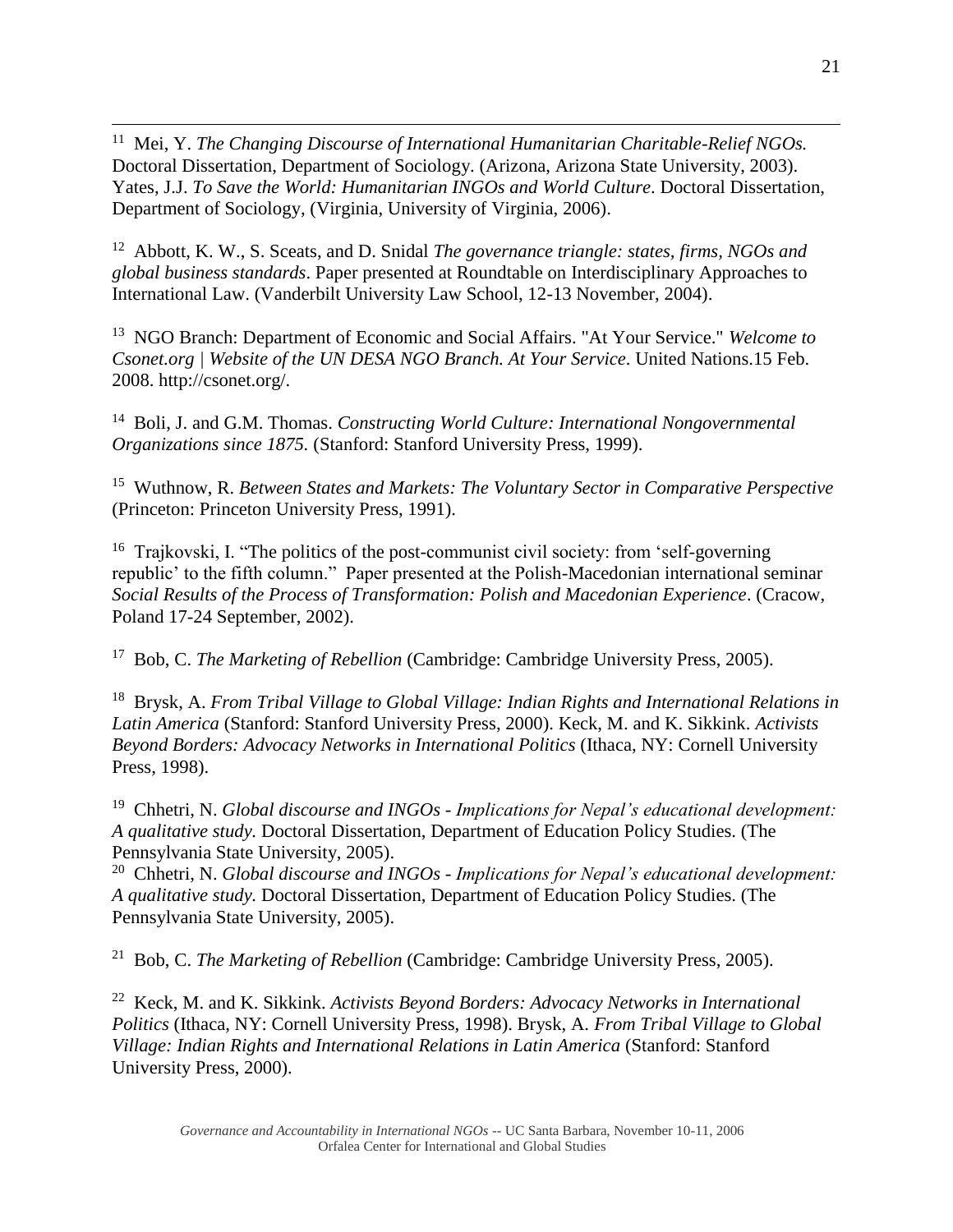[11] Mei, Y. *The Changing Discourse of International Humanitarian Charitable-Relief NGOs.* Doctoral Dissertation, Department of Sociology. (Arizona, Arizona State University, 2003). Yates, J.J. *To Save the World: Humanitarian INGOs and World Culture*. Doctoral Dissertation, Department of Sociology, (Virginia, University of Virginia, 2006).

[12] Abbott, K. W., S. Sceats, and D. Snidal *The governance triangle: states, firms, NGOs and global business standards*. Paper presented at Roundtable on Interdisciplinary Approaches to International Law. (Vanderbilt University Law School, 12-13 November, 2004).

[13] NGO Branch: Department of Economic and Social Affairs. "At Your Service." *Welcome to Csonet.org | Website of the UN DESA NGO Branch. At Your Service*. United Nations.15 Feb. 2008. http://csonet.org/.

[14] Boli, J. and G.M. Thomas. *Constructing World Culture: International Nongovernmental Organizations since 1875.* (Stanford: Stanford University Press, 1999).

[15] Wuthnow, R. *Between States and Markets: The Voluntary Sector in Comparative Perspective* (Princeton: Princeton University Press, 1991).

[16] Trajkovski, I. "The politics of the post-communist civil society: from 'self-governing republic' to the fifth column." Paper presented at the Polish-Macedonian international seminar *Social Results of the Process of Transformation: Polish and Macedonian Experience*. (Cracow, Poland 17-24 September, 2002).

[17] Bob, C. *The Marketing of Rebellion* (Cambridge: Cambridge University Press, 2005).

[18] Brysk, A. *From Tribal Village to Global Village: Indian Rights and International Relations in Latin America* (Stanford: Stanford University Press, 2000). Keck, M. and K. Sikkink. *Activists Beyond Borders: Advocacy Networks in International Politics* (Ithaca, NY: Cornell University Press, 1998).

[19] Chhetri, N. *Global discourse and INGOs - Implications for Nepal's educational development: A qualitative study.* Doctoral Dissertation, Department of Education Policy Studies. (The Pennsylvania State University, 2005).

[20] Chhetri, N. *Global discourse and INGOs - Implications for Nepal's educational development: A qualitative study.* Doctoral Dissertation, Department of Education Policy Studies. (The Pennsylvania State University, 2005).

[21] Bob, C. *The Marketing of Rebellion* (Cambridge: Cambridge University Press, 2005).

[22] Keck, M. and K. Sikkink. *Activists Beyond Borders: Advocacy Networks in International Politics* (Ithaca, NY: Cornell University Press, 1998). Brysk, A. *From Tribal Village to Global Village: Indian Rights and International Relations in Latin America* (Stanford: Stanford University Press, 2000).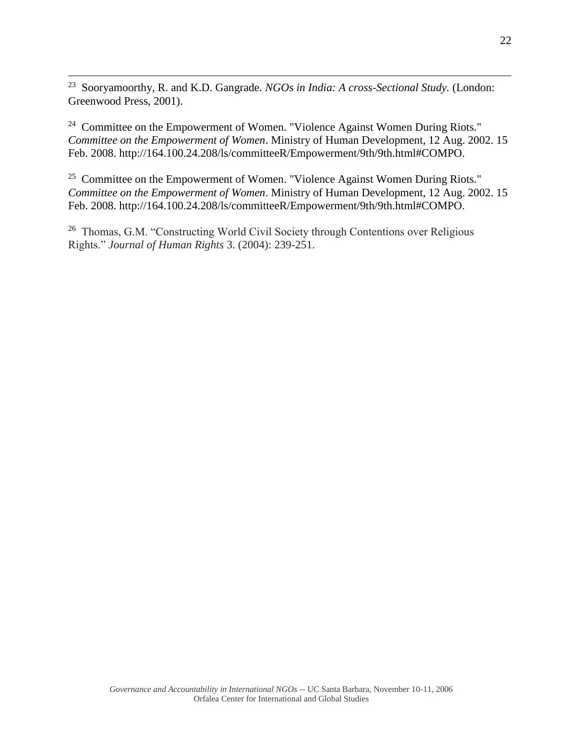[23] Sooryamoorthy, R. and K.D. Gangrade. *NGOs in India: A cross-Sectional Study.* (London: Greenwood Press, 2001).

[24] Committee on the Empowerment of Women. "Violence Against Women During Riots." *Committee on the Empowerment of Women*. Ministry of Human Development, 12 Aug. 2002. 15 Feb. 2008. http://164.100.24.208/ls/committeeR/Empowerment/9th/9th.html#COMPO.

[25] Committee on the Empowerment of Women. "Violence Against Women During Riots." *Committee on the Empowerment of Women*. Ministry of Human Development, 12 Aug. 2002. 15 Feb. 2008. http://164.100.24.208/ls/committeeR/Empowerment/9th/9th.html#COMPO.

[26] Thomas, G.M. "Constructing World Civil Society through Contentions over Religious Rights." *Journal of Human Rights* 3. (2004): 239-251.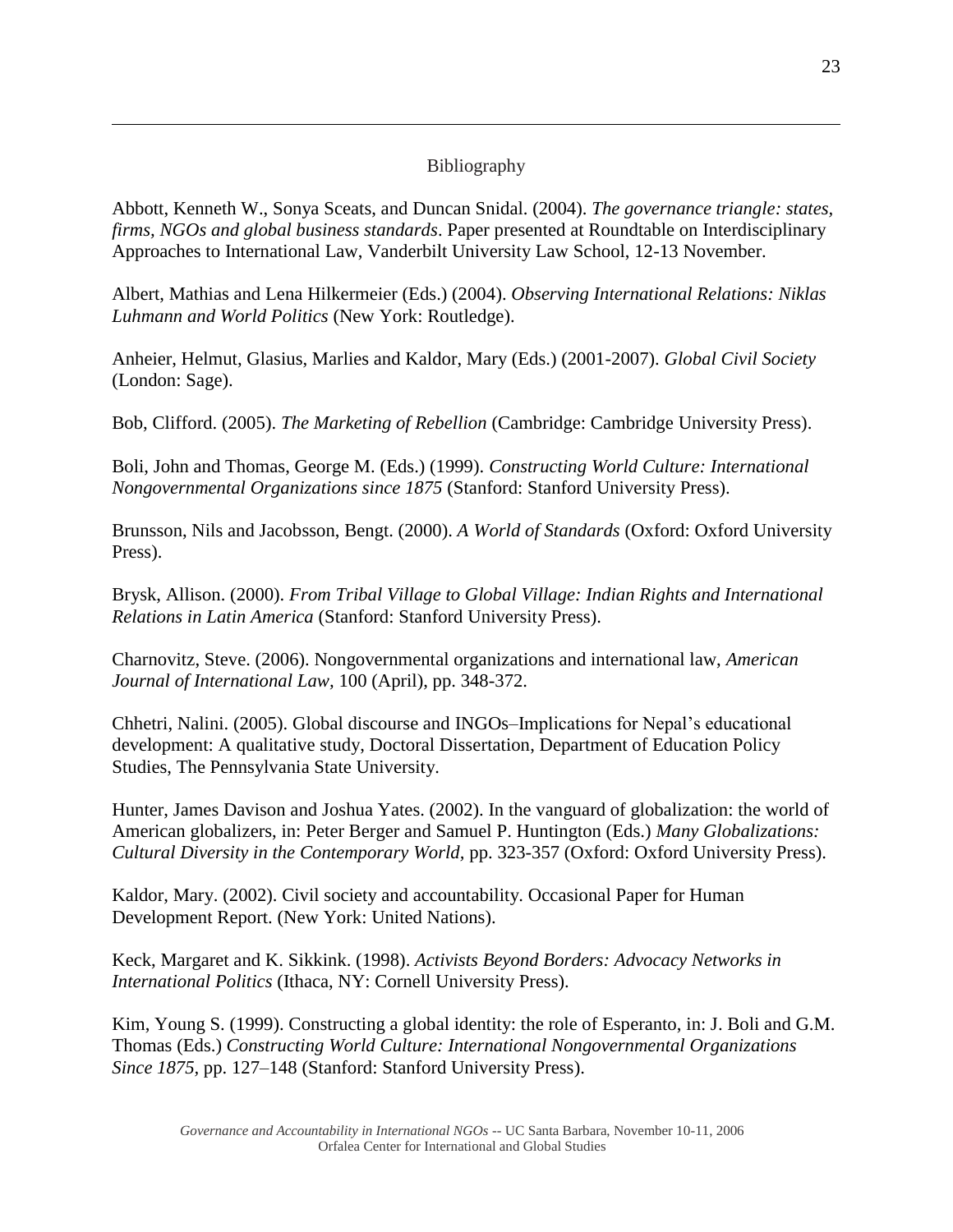## Bibliography

Abbott, Kenneth W., Sonya Sceats, and Duncan Snidal. (2004). *The governance triangle: states, firms, NGOs and global business standards*. Paper presented at Roundtable on Interdisciplinary Approaches to International Law, Vanderbilt University Law School, 12-13 November.

Albert, Mathias and Lena Hilkermeier (Eds.) (2004). *Observing International Relations: Niklas Luhmann and World Politics* (New York: Routledge).

Anheier, Helmut, Glasius, Marlies and Kaldor, Mary (Eds.) (2001-2007). *Global Civil Society* (London: Sage).

Bob, Clifford. (2005). *The Marketing of Rebellion* (Cambridge: Cambridge University Press).

Boli, John and Thomas, George M. (Eds.) (1999). *Constructing World Culture: International Nongovernmental Organizations since 1875* (Stanford: Stanford University Press).

Brunsson, Nils and Jacobsson, Bengt. (2000). *A World of Standards* (Oxford: Oxford University Press).

Brysk, Allison. (2000). *From Tribal Village to Global Village: Indian Rights and International Relations in Latin America* (Stanford: Stanford University Press).

Charnovitz, Steve. (2006). Nongovernmental organizations and international law, *American Journal of International Law,* 100 (April), pp. 348-372.

Chhetri, Nalini. (2005). Global discourse and INGOs–Implications for Nepal's educational development: A qualitative study, Doctoral Dissertation, Department of Education Policy Studies, The Pennsylvania State University.

Hunter, James Davison and Joshua Yates. (2002). In the vanguard of globalization: the world of American globalizers, in: Peter Berger and Samuel P. Huntington (Eds.) *Many Globalizations: Cultural Diversity in the Contemporary World,* pp. 323-357 (Oxford: Oxford University Press).

Kaldor, Mary. (2002). Civil society and accountability. Occasional Paper for Human Development Report. (New York: United Nations).

Keck, Margaret and K. Sikkink. (1998). *Activists Beyond Borders: Advocacy Networks in International Politics* (Ithaca, NY: Cornell University Press).

Kim, Young S. (1999). Constructing a global identity: the role of Esperanto, in: J. Boli and G.M. Thomas (Eds.) *Constructing World Culture: International Nongovernmental Organizations Since 1875,* pp. 127–148 (Stanford: Stanford University Press).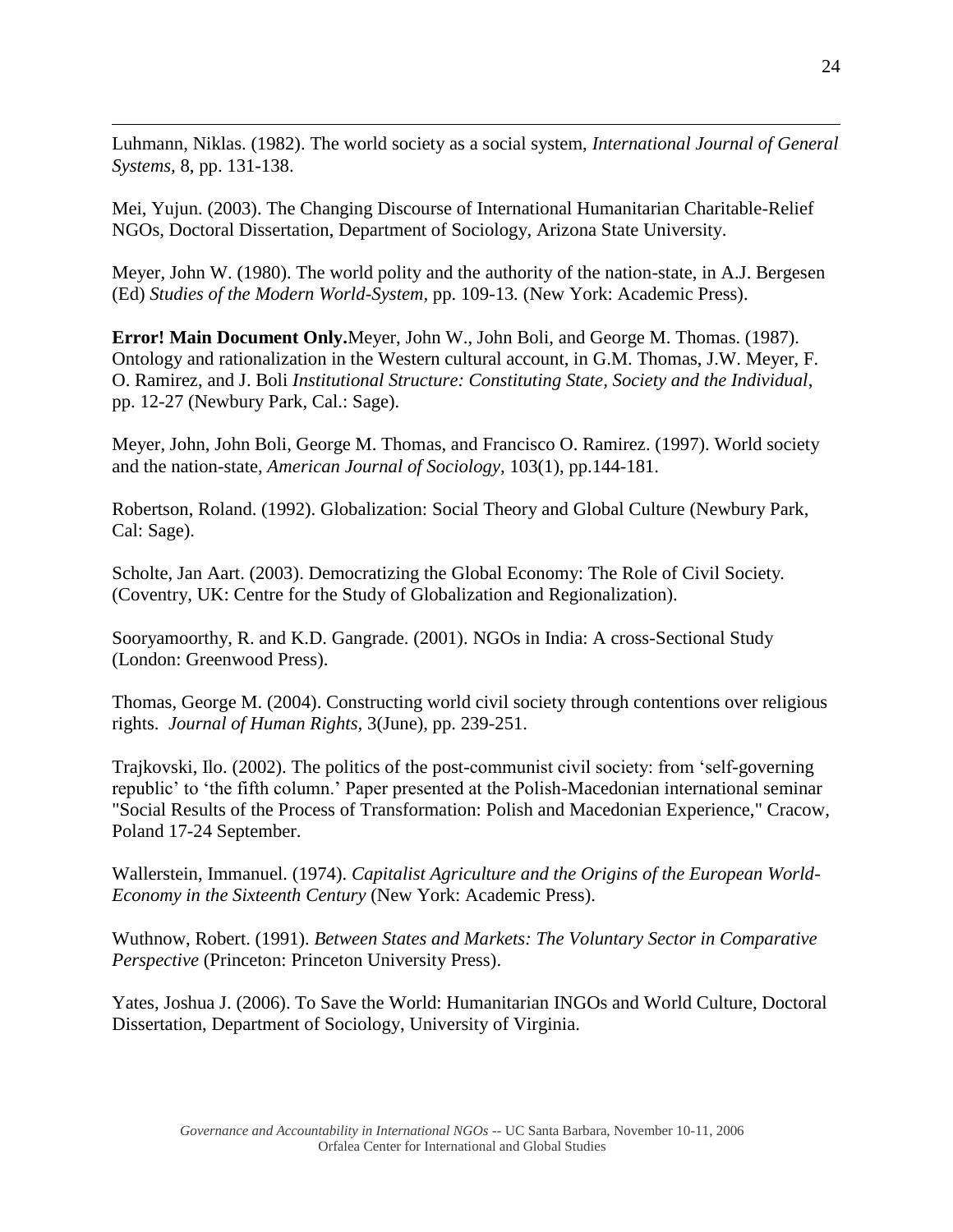Luhmann, Niklas. (1982). The world society as a social system, *International Journal of General Systems*, 8, pp. 131-138.

Mei, Yujun. (2003). The Changing Discourse of International Humanitarian Charitable-Relief NGOs, Doctoral Dissertation, Department of Sociology, Arizona State University.

Meyer, John W. (1980). The world polity and the authority of the nation-state, in A.J. Bergesen (Ed) *Studies of the Modern World-System*, pp. 109-13. (New York: Academic Press).

**Error! Main Document Only.**Meyer, John W., John Boli, and George M. Thomas. (1987). Ontology and rationalization in the Western cultural account, in G.M. Thomas, J.W. Meyer, F. O. Ramirez, and J. Boli *Institutional Structure: Constituting State, Society and the Individual*, pp. 12-27 (Newbury Park, Cal.: Sage).

Meyer, John, John Boli, George M. Thomas, and Francisco O. Ramirez. (1997). World society and the nation-state, *American Journal of Sociology*, 103(1), pp.144-181.

Robertson, Roland. (1992). Globalization: Social Theory and Global Culture (Newbury Park, Cal: Sage).

Scholte, Jan Aart. (2003). Democratizing the Global Economy: The Role of Civil Society. (Coventry, UK: Centre for the Study of Globalization and Regionalization).

Sooryamoorthy, R. and K.D. Gangrade. (2001). NGOs in India: A cross-Sectional Study (London: Greenwood Press).

Thomas, George M. (2004). Constructing world civil society through contentions over religious rights. *Journal of Human Rights*, 3(June), pp. 239-251.

Trajkovski, Ilo. (2002). The politics of the post-communist civil society: from 'self-governing republic' to 'the fifth column.' Paper presented at the Polish-Macedonian international seminar "Social Results of the Process of Transformation: Polish and Macedonian Experience," Cracow, Poland 17-24 September.

Wallerstein, Immanuel. (1974). *Capitalist Agriculture and the Origins of the European World-Economy in the Sixteenth Century* (New York: Academic Press).

Wuthnow, Robert. (1991). *Between States and Markets: The Voluntary Sector in Comparative Perspective* (Princeton: Princeton University Press).

Yates, Joshua J. (2006). To Save the World: Humanitarian INGOs and World Culture, Doctoral Dissertation, Department of Sociology, University of Virginia.